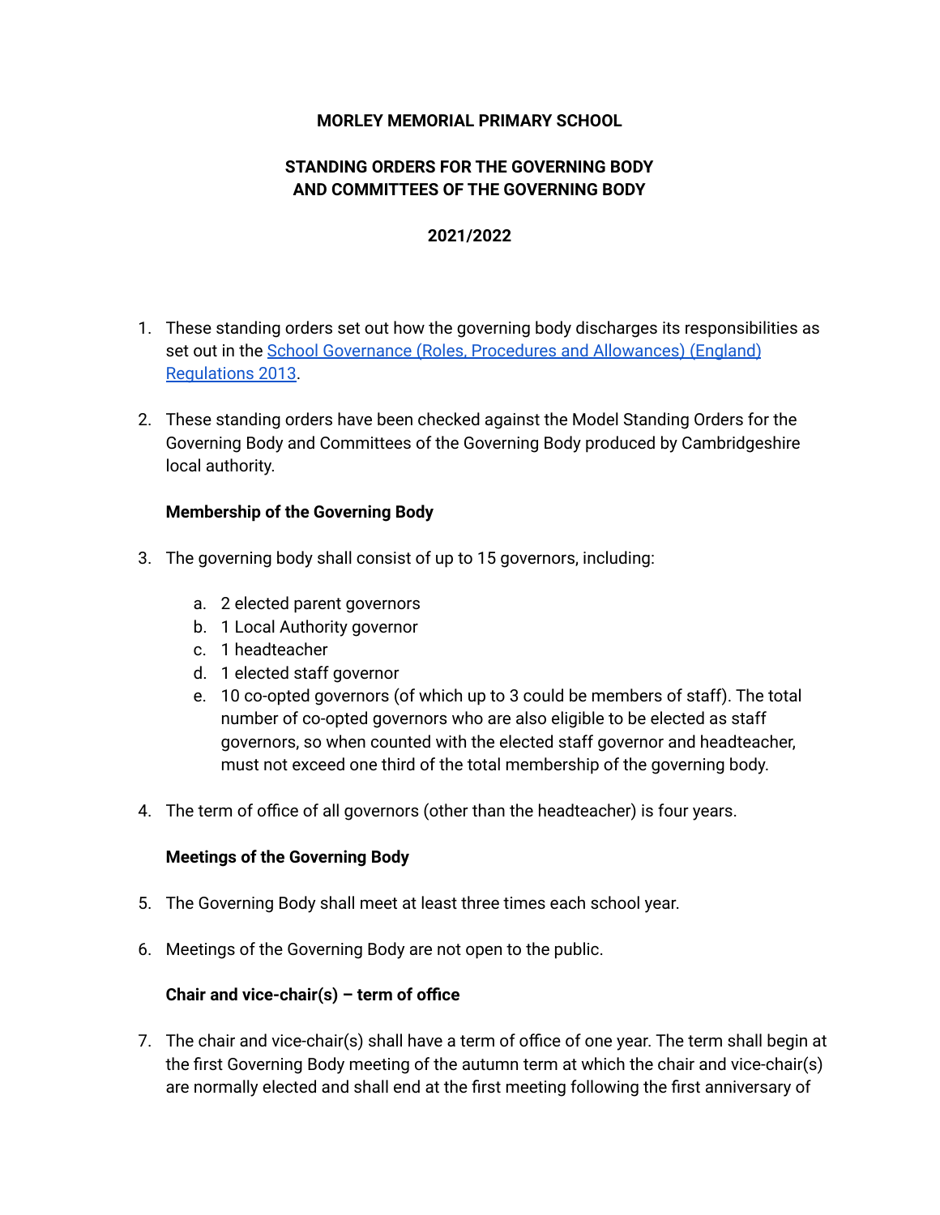**MORLEY MEMORIAL PRIMARY SCHOOL**

**STANDING ORDERS FOR THE GOVERNING BODY AND COMMITTEES OF THE GOVERNING BODY**

**2021/2022**

1. These standing orders set out how the governing body discharges its responsibilities as set out in the [School Governance (Roles, Procedures and Allowances) (England) Regulations 2013](School Governance (Roles, Procedures and Allowances) (England) Regulations 2013).

2. These standing orders have been checked against the Model Standing Orders for the Governing Body and Committees of the Governing Body produced by Cambridgeshire local authority.

**Membership of the Governing Body**

3. The governing body shall consist of up to 15 governors, including:

   a. 2 elected parent governors
   b. 1 Local Authority governor
   c. 1 headteacher
   d. 1 elected staff governor
   e. 10 co-opted governors (of which up to 3 could be members of staff). The total number of co-opted governors who are also eligible to be elected as staff governors, so when counted with the elected staff governor and headteacher, must not exceed one third of the total membership of the governing body.

4. The term of office of all governors (other than the headteacher) is four years.

**Meetings of the Governing Body**

5. The Governing Body shall meet at least three times each school year.

6. Meetings of the Governing Body are not open to the public.

**Chair and vice-chair(s) – term of office**

7. The chair and vice-chair(s) shall have a term of office of one year. The term shall begin at the first Governing Body meeting of the autumn term at which the chair and vice-chair(s) are normally elected and shall end at the first meeting following the first anniversary of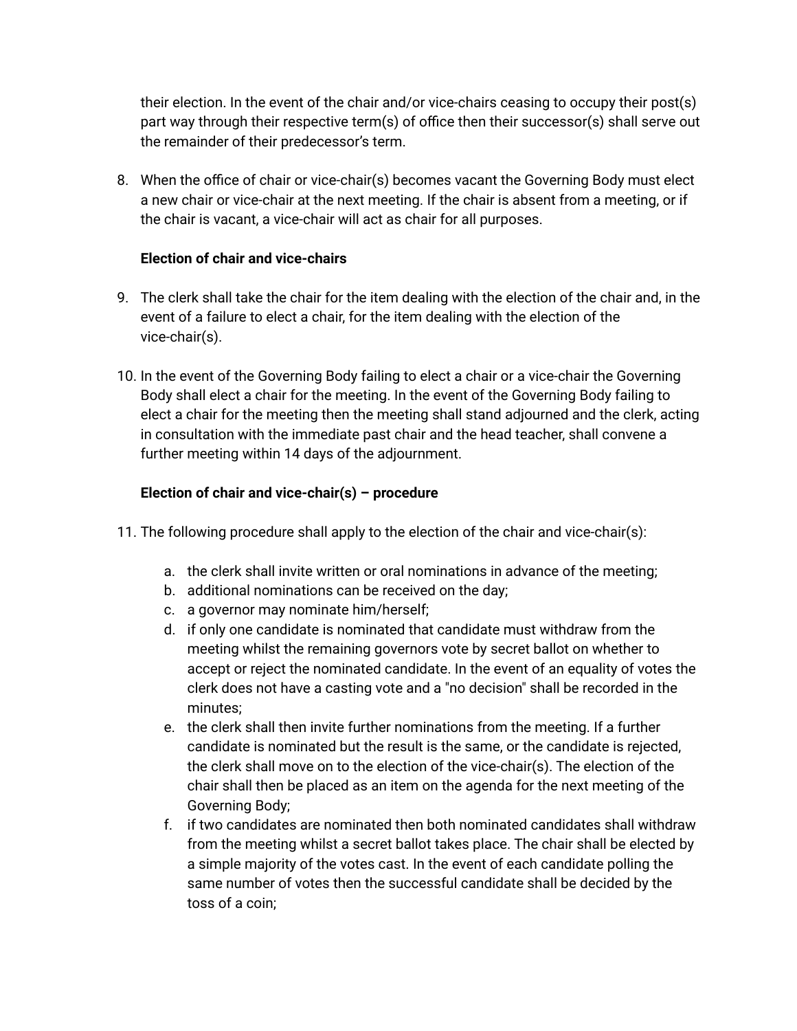their election. In the event of the chair and/or vice-chairs ceasing to occupy their post(s) part way through their respective term(s) of office then their successor(s) shall serve out the remainder of their predecessor's term.

8. When the office of chair or vice-chair(s) becomes vacant the Governing Body must elect a new chair or vice-chair at the next meeting. If the chair is absent from a meeting, or if the chair is vacant, a vice-chair will act as chair for all purposes.

**Election of chair and vice-chairs**

9. The clerk shall take the chair for the item dealing with the election of the chair and, in the event of a failure to elect a chair, for the item dealing with the election of the vice-chair(s).

10. In the event of the Governing Body failing to elect a chair or a vice-chair the Governing Body shall elect a chair for the meeting. In the event of the Governing Body failing to elect a chair for the meeting then the meeting shall stand adjourned and the clerk, acting in consultation with the immediate past chair and the head teacher, shall convene a further meeting within 14 days of the adjournment.

**Election of chair and vice-chair(s) – procedure**

11. The following procedure shall apply to the election of the chair and vice-chair(s):

    a. the clerk shall invite written or oral nominations in advance of the meeting;
    b. additional nominations can be received on the day;
    c. a governor may nominate him/herself;
    d. if only one candidate is nominated that candidate must withdraw from the meeting whilst the remaining governors vote by secret ballot on whether to accept or reject the nominated candidate. In the event of an equality of votes the clerk does not have a casting vote and a "no decision" shall be recorded in the minutes;
    e. the clerk shall then invite further nominations from the meeting. If a further candidate is nominated but the result is the same, or the candidate is rejected, the clerk shall move on to the election of the vice-chair(s). The election of the chair shall then be placed as an item on the agenda for the next meeting of the Governing Body;
    f. if two candidates are nominated then both nominated candidates shall withdraw from the meeting whilst a secret ballot takes place. The chair shall be elected by a simple majority of the votes cast. In the event of each candidate polling the same number of votes then the successful candidate shall be decided by the toss of a coin;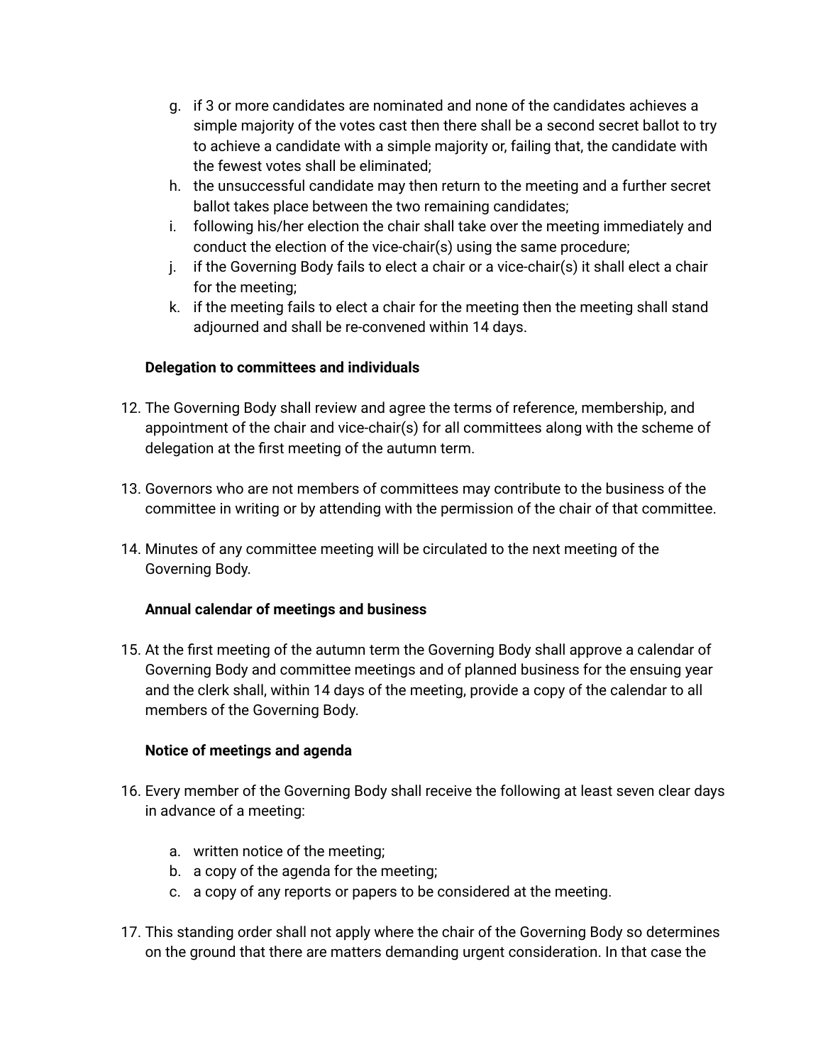g. if 3 or more candidates are nominated and none of the candidates achieves a simple majority of the votes cast then there shall be a second secret ballot to try to achieve a candidate with a simple majority or, failing that, the candidate with the fewest votes shall be eliminated;
h. the unsuccessful candidate may then return to the meeting and a further secret ballot takes place between the two remaining candidates;
i. following his/her election the chair shall take over the meeting immediately and conduct the election of the vice-chair(s) using the same procedure;
j. if the Governing Body fails to elect a chair or a vice-chair(s) it shall elect a chair for the meeting;
k. if the meeting fails to elect a chair for the meeting then the meeting shall stand adjourned and shall be re-convened within 14 days.

**Delegation to committees and individuals**

12. The Governing Body shall review and agree the terms of reference, membership, and appointment of the chair and vice-chair(s) for all committees along with the scheme of delegation at the first meeting of the autumn term.

13. Governors who are not members of committees may contribute to the business of the committee in writing or by attending with the permission of the chair of that committee.

14. Minutes of any committee meeting will be circulated to the next meeting of the Governing Body.

**Annual calendar of meetings and business**

15. At the first meeting of the autumn term the Governing Body shall approve a calendar of Governing Body and committee meetings and of planned business for the ensuing year and the clerk shall, within 14 days of the meeting, provide a copy of the calendar to all members of the Governing Body.

**Notice of meetings and agenda**

16. Every member of the Governing Body shall receive the following at least seven clear days in advance of a meeting:

    a. written notice of the meeting;
    b. a copy of the agenda for the meeting;
    c. a copy of any reports or papers to be considered at the meeting.

17. This standing order shall not apply where the chair of the Governing Body so determines on the ground that there are matters demanding urgent consideration. In that case the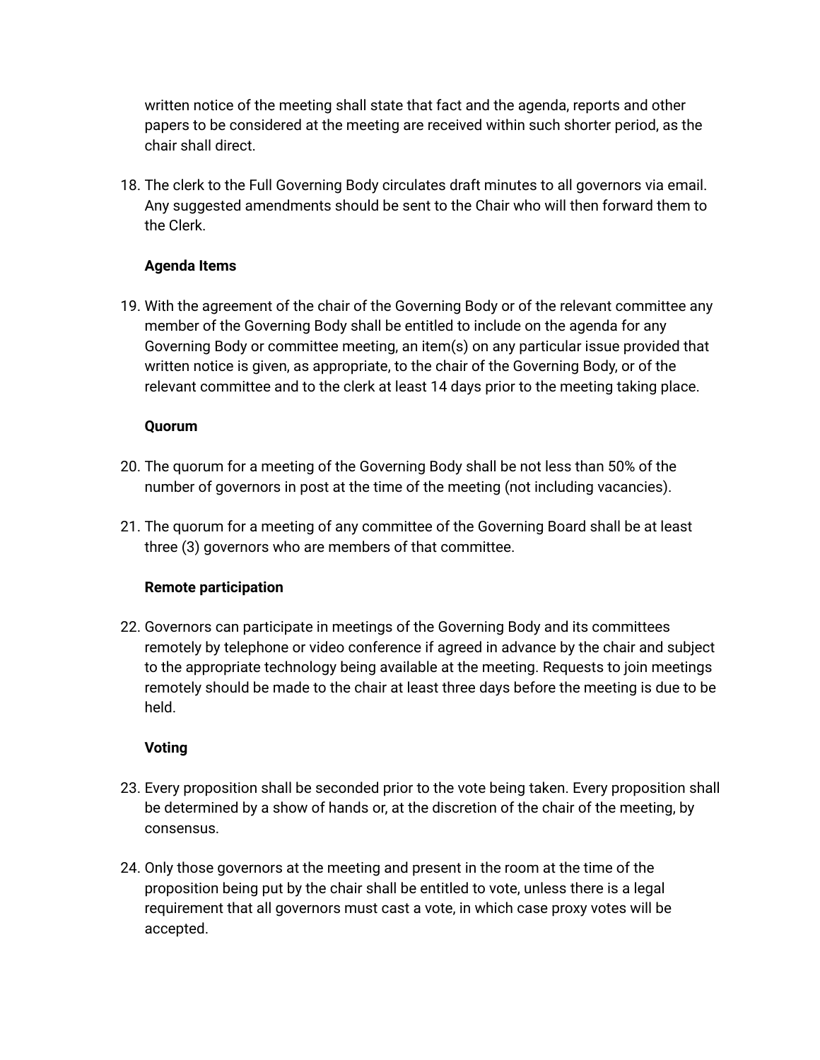written notice of the meeting shall state that fact and the agenda, reports and other papers to be considered at the meeting are received within such shorter period, as the chair shall direct.

18. The clerk to the Full Governing Body circulates draft minutes to all governors via email. Any suggested amendments should be sent to the Chair who will then forward them to the Clerk.

**Agenda Items**

19. With the agreement of the chair of the Governing Body or of the relevant committee any member of the Governing Body shall be entitled to include on the agenda for any Governing Body or committee meeting, an item(s) on any particular issue provided that written notice is given, as appropriate, to the chair of the Governing Body, or of the relevant committee and to the clerk at least 14 days prior to the meeting taking place.

**Quorum**

20. The quorum for a meeting of the Governing Body shall be not less than 50% of the number of governors in post at the time of the meeting (not including vacancies).

21. The quorum for a meeting of any committee of the Governing Board shall be at least three (3) governors who are members of that committee.

**Remote participation**

22. Governors can participate in meetings of the Governing Body and its committees remotely by telephone or video conference if agreed in advance by the chair and subject to the appropriate technology being available at the meeting. Requests to join meetings remotely should be made to the chair at least three days before the meeting is due to be held.

**Voting**

23. Every proposition shall be seconded prior to the vote being taken. Every proposition shall be determined by a show of hands or, at the discretion of the chair of the meeting, by consensus.

24. Only those governors at the meeting and present in the room at the time of the proposition being put by the chair shall be entitled to vote, unless there is a legal requirement that all governors must cast a vote, in which case proxy votes will be accepted.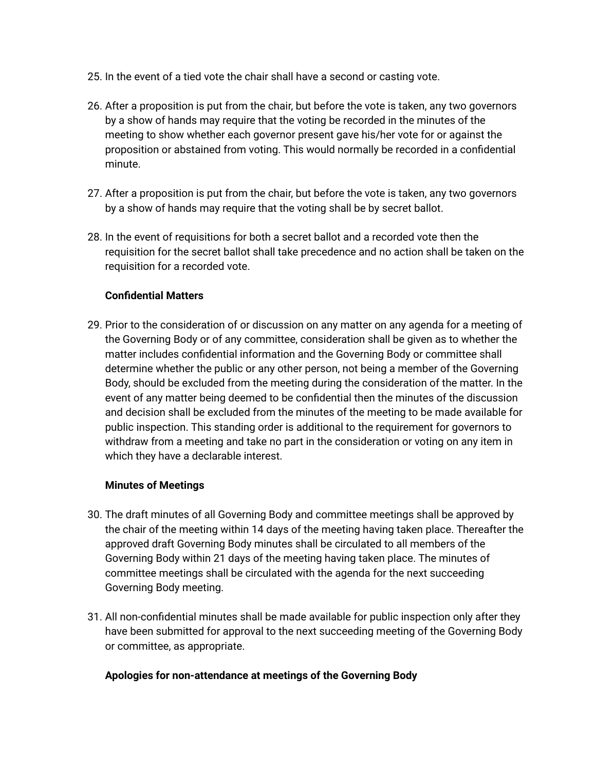25. In the event of a tied vote the chair shall have a second or casting vote.

26. After a proposition is put from the chair, but before the vote is taken, any two governors by a show of hands may require that the voting be recorded in the minutes of the meeting to show whether each governor present gave his/her vote for or against the proposition or abstained from voting. This would normally be recorded in a confidential minute.

27. After a proposition is put from the chair, but before the vote is taken, any two governors by a show of hands may require that the voting shall be by secret ballot.

28. In the event of requisitions for both a secret ballot and a recorded vote then the requisition for the secret ballot shall take precedence and no action shall be taken on the requisition for a recorded vote.

**Confidential Matters**

29. Prior to the consideration of or discussion on any matter on any agenda for a meeting of the Governing Body or of any committee, consideration shall be given as to whether the matter includes confidential information and the Governing Body or committee shall determine whether the public or any other person, not being a member of the Governing Body, should be excluded from the meeting during the consideration of the matter. In the event of any matter being deemed to be confidential then the minutes of the discussion and decision shall be excluded from the minutes of the meeting to be made available for public inspection. This standing order is additional to the requirement for governors to withdraw from a meeting and take no part in the consideration or voting on any item in which they have a declarable interest.

**Minutes of Meetings**

30. The draft minutes of all Governing Body and committee meetings shall be approved by the chair of the meeting within 14 days of the meeting having taken place. Thereafter the approved draft Governing Body minutes shall be circulated to all members of the Governing Body within 21 days of the meeting having taken place. The minutes of committee meetings shall be circulated with the agenda for the next succeeding Governing Body meeting.

31. All non-confidential minutes shall be made available for public inspection only after they have been submitted for approval to the next succeeding meeting of the Governing Body or committee, as appropriate.

**Apologies for non-attendance at meetings of the Governing Body**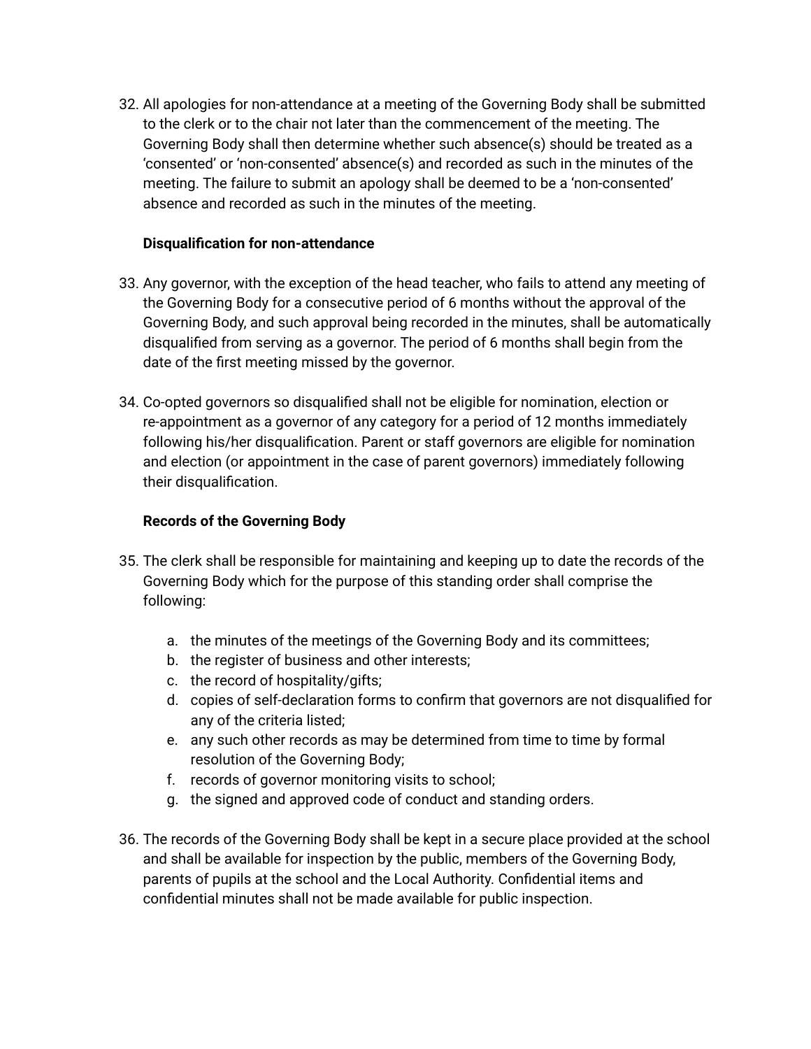32. All apologies for non-attendance at a meeting of the Governing Body shall be submitted to the clerk or to the chair not later than the commencement of the meeting. The Governing Body shall then determine whether such absence(s) should be treated as a 'consented' or 'non-consented' absence(s) and recorded as such in the minutes of the meeting. The failure to submit an apology shall be deemed to be a 'non-consented' absence and recorded as such in the minutes of the meeting.

**Disqualification for non-attendance**

33. Any governor, with the exception of the head teacher, who fails to attend any meeting of the Governing Body for a consecutive period of 6 months without the approval of the Governing Body, and such approval being recorded in the minutes, shall be automatically disqualified from serving as a governor. The period of 6 months shall begin from the date of the first meeting missed by the governor.

34. Co-opted governors so disqualified shall not be eligible for nomination, election or re-appointment as a governor of any category for a period of 12 months immediately following his/her disqualification. Parent or staff governors are eligible for nomination and election (or appointment in the case of parent governors) immediately following their disqualification.

**Records of the Governing Body**

35. The clerk shall be responsible for maintaining and keeping up to date the records of the Governing Body which for the purpose of this standing order shall comprise the following:

    a. the minutes of the meetings of the Governing Body and its committees;
    b. the register of business and other interests;
    c. the record of hospitality/gifts;
    d. copies of self-declaration forms to confirm that governors are not disqualified for any of the criteria listed;
    e. any such other records as may be determined from time to time by formal resolution of the Governing Body;
    f. records of governor monitoring visits to school;
    g. the signed and approved code of conduct and standing orders.

36. The records of the Governing Body shall be kept in a secure place provided at the school and shall be available for inspection by the public, members of the Governing Body, parents of pupils at the school and the Local Authority. Confidential items and confidential minutes shall not be made available for public inspection.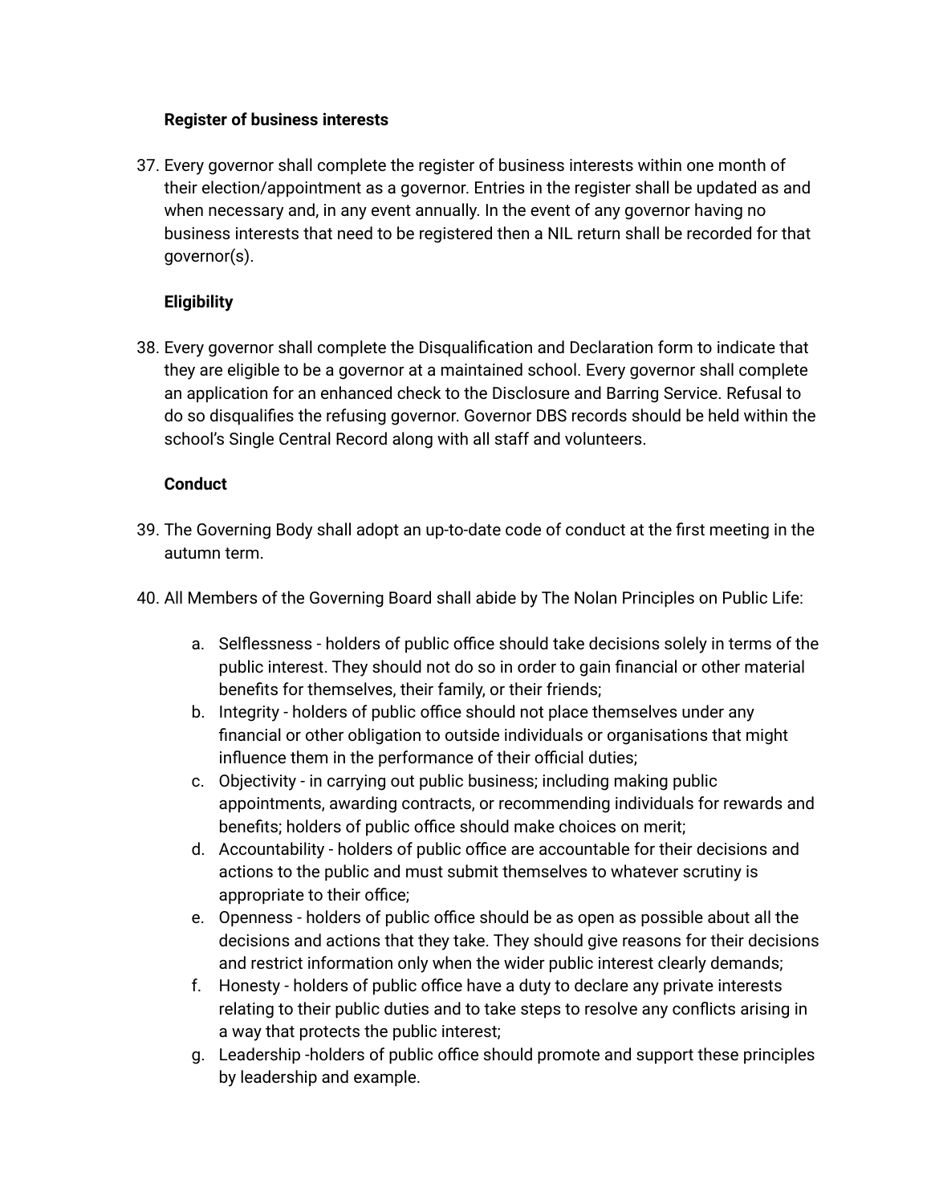**Register of business interests**

37. Every governor shall complete the register of business interests within one month of their election/appointment as a governor. Entries in the register shall be updated as and when necessary and, in any event annually. In the event of any governor having no business interests that need to be registered then a NIL return shall be recorded for that governor(s).

**Eligibility**

38. Every governor shall complete the Disqualification and Declaration form to indicate that they are eligible to be a governor at a maintained school. Every governor shall complete an application for an enhanced check to the Disclosure and Barring Service. Refusal to do so disqualifies the refusing governor. Governor DBS records should be held within the school's Single Central Record along with all staff and volunteers.

**Conduct**

39. The Governing Body shall adopt an up-to-date code of conduct at the first meeting in the autumn term.

40. All Members of the Governing Board shall abide by The Nolan Principles on Public Life:

    a. Selflessness - holders of public office should take decisions solely in terms of the public interest. They should not do so in order to gain financial or other material benefits for themselves, their family, or their friends;
    b. Integrity - holders of public office should not place themselves under any financial or other obligation to outside individuals or organisations that might influence them in the performance of their official duties;
    c. Objectivity - in carrying out public business; including making public appointments, awarding contracts, or recommending individuals for rewards and benefits; holders of public office should make choices on merit;
    d. Accountability - holders of public office are accountable for their decisions and actions to the public and must submit themselves to whatever scrutiny is appropriate to their office;
    e. Openness - holders of public office should be as open as possible about all the decisions and actions that they take. They should give reasons for their decisions and restrict information only when the wider public interest clearly demands;
    f. Honesty - holders of public office have a duty to declare any private interests relating to their public duties and to take steps to resolve any conflicts arising in a way that protects the public interest;
    g. Leadership -holders of public office should promote and support these principles by leadership and example.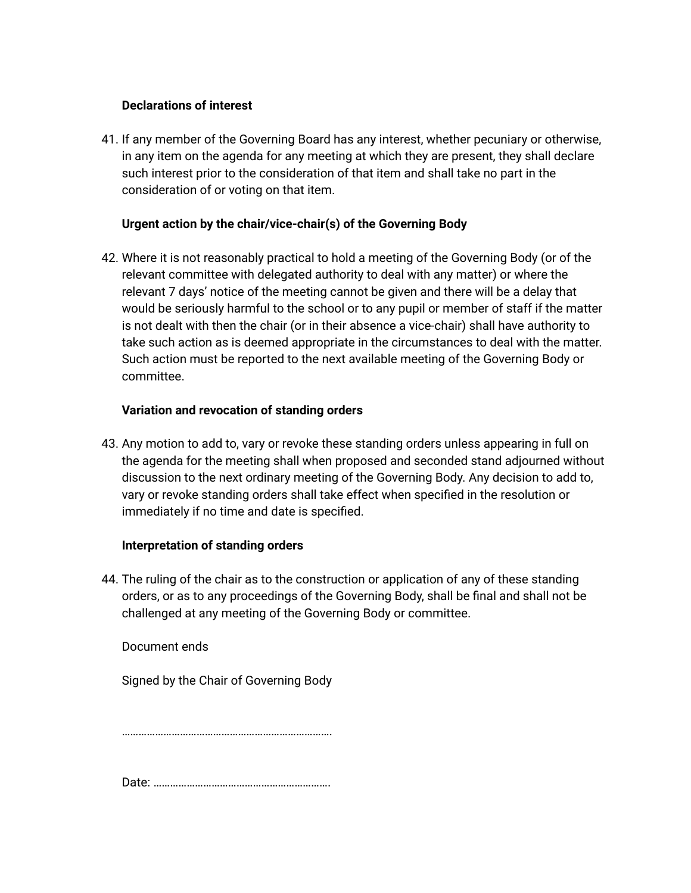**Declarations of interest**

41. If any member of the Governing Board has any interest, whether pecuniary or otherwise, in any item on the agenda for any meeting at which they are present, they shall declare such interest prior to the consideration of that item and shall take no part in the consideration of or voting on that item.

**Urgent action by the chair/vice-chair(s) of the Governing Body**

42. Where it is not reasonably practical to hold a meeting of the Governing Body (or of the relevant committee with delegated authority to deal with any matter) or where the relevant 7 days' notice of the meeting cannot be given and there will be a delay that would be seriously harmful to the school or to any pupil or member of staff if the matter is not dealt with then the chair (or in their absence a vice-chair) shall have authority to take such action as is deemed appropriate in the circumstances to deal with the matter. Such action must be reported to the next available meeting of the Governing Body or committee.

**Variation and revocation of standing orders**

43. Any motion to add to, vary or revoke these standing orders unless appearing in full on the agenda for the meeting shall when proposed and seconded stand adjourned without discussion to the next ordinary meeting of the Governing Body. Any decision to add to, vary or revoke standing orders shall take effect when specified in the resolution or immediately if no time and date is specified.

**Interpretation of standing orders**

44. The ruling of the chair as to the construction or application of any of these standing orders, or as to any proceedings of the Governing Body, shall be final and shall not be challenged at any meeting of the Governing Body or committee.

Document ends

Signed by the Chair of Governing Body

…………………………………………………………………

Date: ………………………………………………………